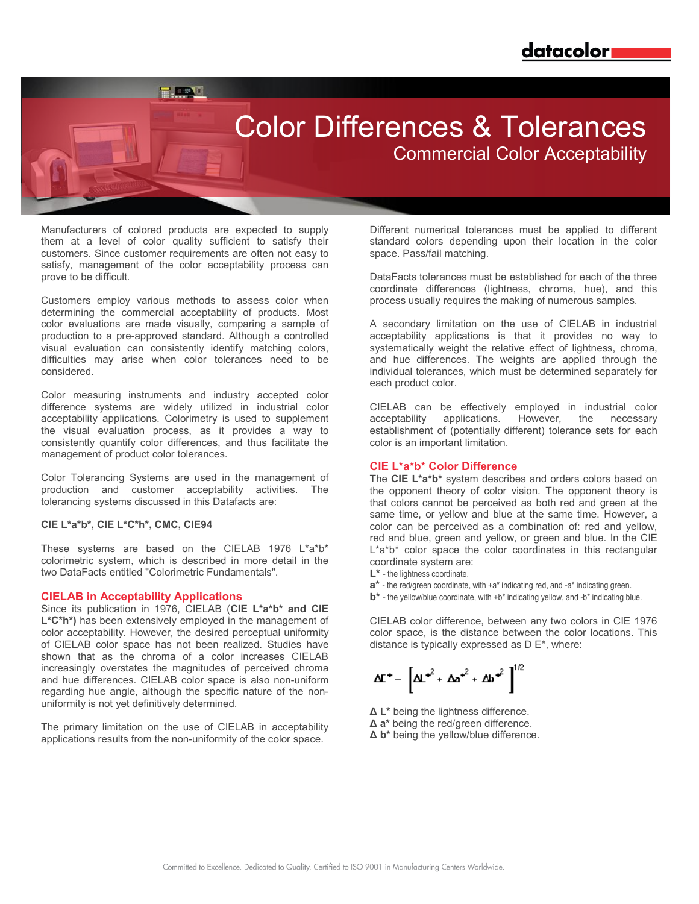# Color Differences & Tolerances

## Commercial Color Acceptability

Manufacturers of colored products are expected to supply them at a level of color quality sufficient to satisfy their customers. Since customer requirements are often not easy to satisfy, management of the color acceptability process can prove to be difficult.

Customers employ various methods to assess color when determining the commercial acceptability of products. Most color evaluations are made visually, comparing a sample of production to a pre-approved standard. Although a controlled visual evaluation can consistently identify matching colors, difficulties may arise when color tolerances need to be considered.

Color measuring instruments and industry accepted color difference systems are widely utilized in industrial color acceptability applications. Colorimetry is used to supplement the visual evaluation process, as it provides a way to consistently quantify color differences, and thus facilitate the management of product color tolerances.

Color Tolerancing Systems are used in the management of production and customer acceptability activities. The tolerancing systems discussed in this Datafacts are:

**CIE L*a*b*, CIE L*C*h*, CMC, CIE94**

These systems are based on the CIELAB 1976 L*a*b* colorimetric system, which is described in more detail in the two DataFacts entitled "Colorimetric Fundamentals".

### CIELAB in Acceptability Applications

Since its publication in 1976, CIELAB (**CIE L*a*b* and CIE L*C*h***) has been extensively employed in the management of color acceptability. However, the desired perceptual uniformity of CIELAB color space has not been realized. Studies have shown that as the chroma of a color increases CIELAB increasingly overstates the magnitudes of perceived chroma and hue differences. CIELAB color space is also non-uniform regarding hue angle, although the specific nature of the non-uniformity is not yet definitively determined.

The primary limitation on the use of CIELAB in acceptability applications results from the non-uniformity of the color space. Different numerical tolerances must be applied to different standard colors depending upon their location in the color space. Pass/fail matching.

DataFacts tolerances must be established for each of the three coordinate differences (lightness, chroma, hue), and this process usually requires the making of numerous samples.

A secondary limitation on the use of CIELAB in industrial acceptability applications is that it provides no way to systematically weight the relative effect of lightness, chroma, and hue differences. The weights are applied through the individual tolerances, which must be determined separately for each product color.

CIELAB can be effectively employed in industrial color acceptability applications. However, the necessary establishment of (potentially different) tolerance sets for each color is an important limitation.

### CIE L*a*b* Color Difference

The **CIE L*a*b*** system describes and orders colors based on the opponent theory of color vision. The opponent theory is that colors cannot be perceived as both red and green at the same time, or yellow and blue at the same time. However, a color can be perceived as a combination of: red and yellow, red and blue, green and yellow, or green and blue. In the CIE L*a*b* color space the color coordinates in this rectangular coordinate system are:

**L*** - the lightness coordinate.
**a*** - the red/green coordinate, with +a* indicating red, and -a* indicating green.
**b*** - the yellow/blue coordinate, with +b* indicating yellow, and -b* indicating blue.

CIELAB color difference, between any two colors in CIE 1976 color space, is the distance between the color locations. This distance is typically expressed as D E*, where:

$$\Delta E^* = \left[\Delta L^{*2} + \Delta a^{*2} + \Delta b^{*2}\right]^{1/2}$$

**Δ L*** being the lightness difference.
**Δ a*** being the red/green difference.
**Δ b*** being the yellow/blue difference.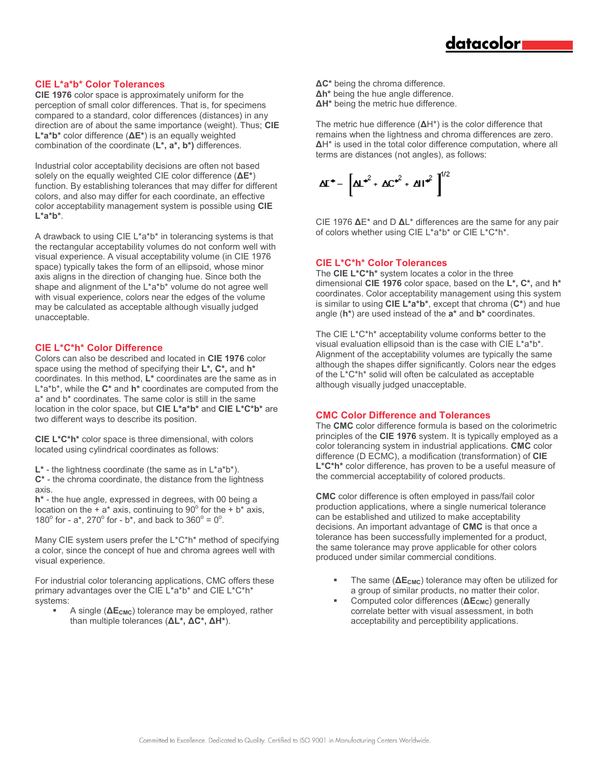## CIE L*a*b* Color Tolerances

**CIE 1976** color space is approximately uniform for the perception of small color differences. That is, for specimens compared to a standard, color differences (distances) in any direction are of about the same importance (weight). Thus; **CIE L*a*b*** color difference (**ΔE***) is an equally weighted combination of the coordinate (**L*, a*, b*)** differences.

Industrial color acceptability decisions are often not based solely on the equally weighted CIE color difference (**ΔE***) function. By establishing tolerances that may differ for different colors, and also may differ for each coordinate, an effective color acceptability management system is possible using **CIE L*a*b***.

A drawback to using CIE L*a*b* in tolerancing systems is that the rectangular acceptability volumes do not conform well with visual experience. A visual acceptability volume (in CIE 1976 space) typically takes the form of an ellipsoid, whose minor axis aligns in the direction of changing hue. Since both the shape and alignment of the L*a*b* volume do not agree well with visual experience, colors near the edges of the volume may be calculated as acceptable although visually judged unacceptable.

## CIE L*C*h* Color Difference

Colors can also be described and located in **CIE 1976** color space using the method of specifying their **L*, C*,** and **h*** coordinates. In this method, **L*** coordinates are the same as in L*a*b*, while the **C*** and **h*** coordinates are computed from the a* and b* coordinates. The same color is still in the same location in the color space, but **CIE L*a*b*** and **CIE L*C*b*** are two different ways to describe its position.

**CIE L*C*h*** color space is three dimensional, with colors located using cylindrical coordinates as follows:

**L*** - the lightness coordinate (the same as in L*a*b*).
**C*** - the chroma coordinate, the distance from the lightness axis.
**h*** - the hue angle, expressed in degrees, with 00 being a location on the + a* axis, continuing to 90° for the + b* axis, 180° for - a*, 270° for - b*, and back to 360° = 0°.

Many CIE system users prefer the L*C*h* method of specifying a color, since the concept of hue and chroma agrees well with visual experience.

For industrial color tolerancing applications, CMC offers these primary advantages over the CIE L*a*b* and CIE L*C*h* systems:

- A single ($\Delta E_{CMC}$) tolerance may be employed, rather than multiple tolerances (**ΔL*, ΔC*, ΔH***).

**ΔC*** being the chroma difference.
**Δh*** being the hue angle difference.
**ΔH*** being the metric hue difference.

The metric hue difference (**Δ**H*) is the color difference that remains when the lightness and chroma differences are zero. **Δ**H* is used in the total color difference computation, where all terms are distances (not angles), as follows:

$$\Delta E^* = \left[\Delta L^{*2} + \Delta C^{*2} + \Delta H^{*2}\right]^{1/2}$$

CIE 1976 **Δ**E* and D **Δ**L* differences are the same for any pair of colors whether using CIE L*a*b* or CIE L*C*h*.

## CIE L*C*h* Color Tolerances

The **CIE L*C*h*** system locates a color in the three dimensional **CIE 1976** color space, based on the **L*, C*,** and **h*** coordinates. Color acceptability management using this system is similar to using **CIE L*a*b***, except that chroma (**C***) and hue angle (**h***) are used instead of the **a*** and **b*** coordinates.

The CIE L*C*h* acceptability volume conforms better to the visual evaluation ellipsoid than is the case with CIE L*a*b*. Alignment of the acceptability volumes are typically the same although the shapes differ significantly. Colors near the edges of the L*C*h* solid will often be calculated as acceptable although visually judged unacceptable.

## CMC Color Difference and Tolerances

The **CMC** color difference formula is based on the colorimetric principles of the **CIE 1976** system. It is typically employed as a color tolerancing system in industrial applications. **CMC** color difference (D ECMC), a modification (transformation) of **CIE L*C*h*** color difference, has proven to be a useful measure of the commercial acceptability of colored products.

**CMC** color difference is often employed in pass/fail color production applications, where a single numerical tolerance can be established and utilized to make acceptability decisions. An important advantage of **CMC** is that once a tolerance has been successfully implemented for a product, the same tolerance may prove applicable for other colors produced under similar commercial conditions.

- The same ($\Delta E_{CMC}$) tolerance may often be utilized for a group of similar products, no matter their color.
- Computed color differences ($\Delta E_{CMC}$) generally correlate better with visual assessment, in both acceptability and perceptibility applications.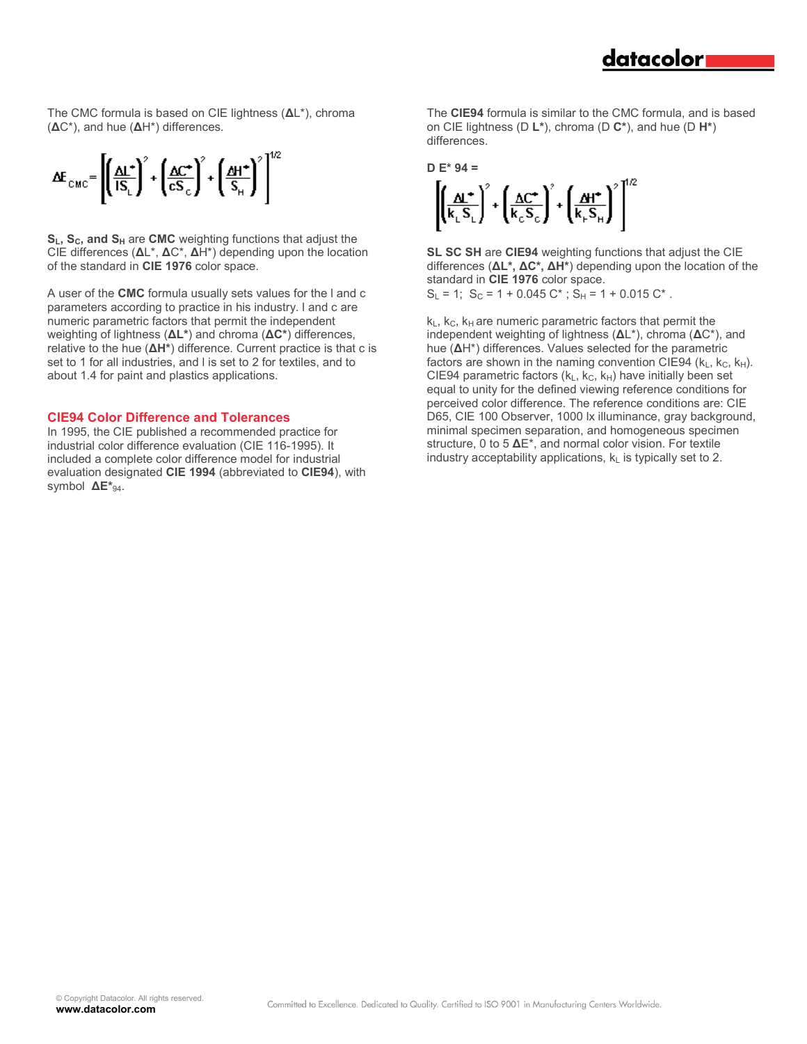The CMC formula is based on CIE lightness (**Δ**L*), chroma (**Δ**C*), and hue (**Δ**H*) differences.

$$\Delta E_{CMC} = \left[\left(\frac{\Delta L^*}{lS_L}\right)^2 + \left(\frac{\Delta C^*}{cS_C}\right)^2 + \left(\frac{\Delta H^*}{S_H}\right)^2\right]^{1/2}$$

**$S_L$, $S_C$, and $S_H$** are **CMC** weighting functions that adjust the CIE differences (**Δ**L*, **Δ**C*, **Δ**H*) depending upon the location of the standard in **CIE 1976** color space.

A user of the **CMC** formula usually sets values for the l and c parameters according to practice in his industry. l and c are numeric parametric factors that permit the independent weighting of lightness (**ΔL***) and chroma (**ΔC***) differences, relative to the hue (**ΔH***) difference. Current practice is that c is set to 1 for all industries, and l is set to 2 for textiles, and to about 1.4 for paint and plastics applications.

## CIE94 Color Difference and Tolerances

In 1995, the CIE published a recommended practice for industrial color difference evaluation (CIE 116-1995). It included a complete color difference model for industrial evaluation designated **CIE 1994** (abbreviated to **CIE94**), with symbol **$\Delta E^*_{94}$**.

The **CIE94** formula is similar to the CMC formula, and is based on CIE lightness (D **L***), chroma (D **C***), and hue (D **H***) differences.

**D E* 94 =**

$$\left[\left(\frac{\Delta L^*}{k_L S_L}\right)^2 + \left(\frac{\Delta C^*}{k_C S_C}\right)^2 + \left(\frac{\Delta H^*}{k_H S_H}\right)^2\right]^{1/2}$$

**SL SC SH** are **CIE94** weighting functions that adjust the CIE differences (**ΔL*, ΔC*, ΔH***) depending upon the location of the standard in **CIE 1976** color space.
$S_L = 1$; $S_C = 1 + 0.045 C^*$ ; $S_H = 1 + 0.015 C^*$ .

$k_L$, $k_C$, $k_H$ are numeric parametric factors that permit the independent weighting of lightness (**Δ**L*), chroma (**Δ**C*), and hue (**Δ**H*) differences. Values selected for the parametric factors are shown in the naming convention CIE94 ($k_L$, $k_C$, $k_H$). CIE94 parametric factors ($k_L$, $k_C$, $k_H$) have initially been set equal to unity for the defined viewing reference conditions for perceived color difference. The reference conditions are: CIE D65, CIE 100 Observer, 1000 lx illuminance, gray background, minimal specimen separation, and homogeneous specimen structure, 0 to 5 **Δ**E*, and normal color vision. For textile industry acceptability applications, $k_L$ is typically set to 2.